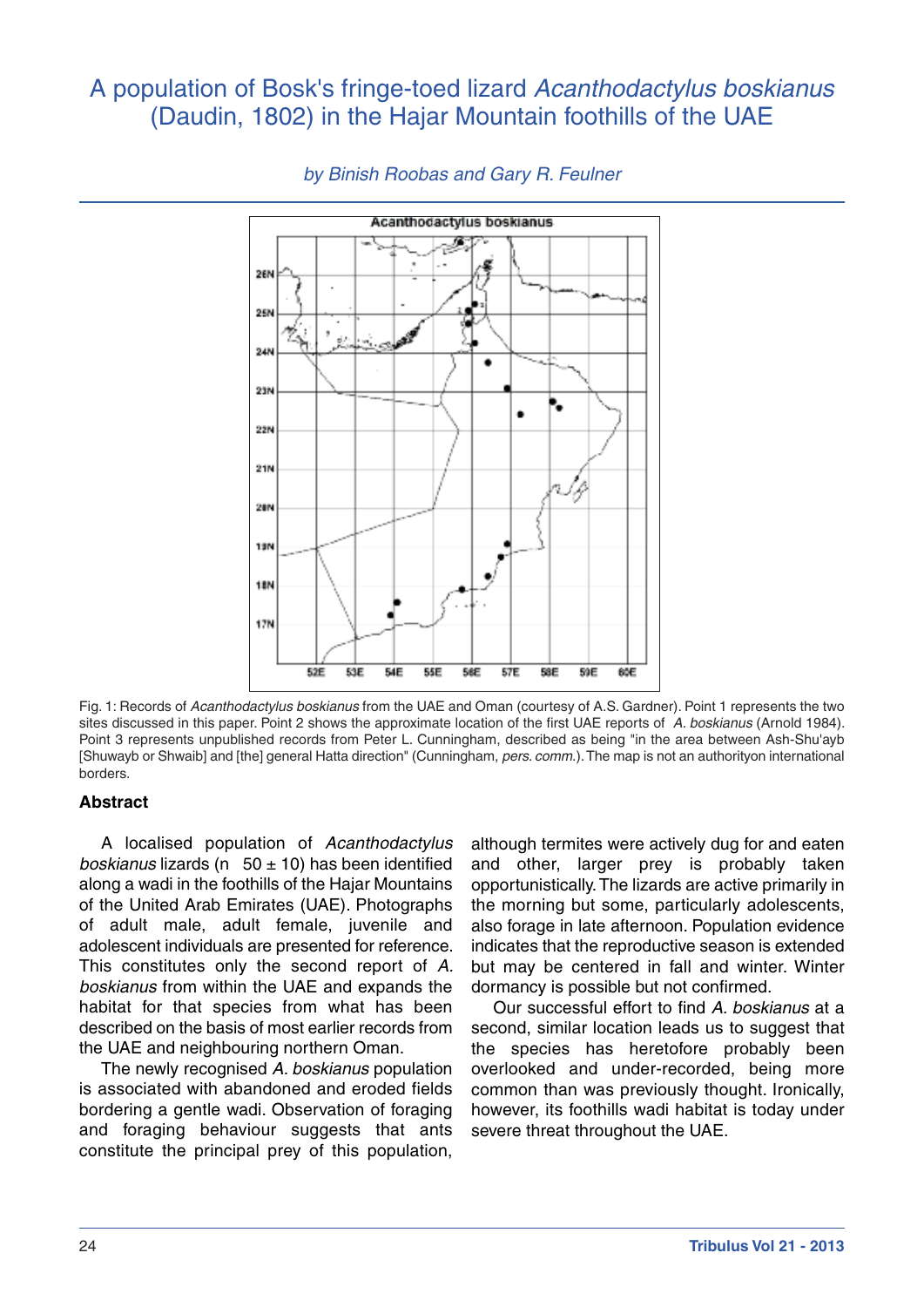# A population of Bosk's fringe-toed lizard *Acanthodactylus boskianus* (Daudin, 1802) in the Hajar Mountain foothills of the UAE

*by Binish Roobas and Gary R. Feulner*

Fig. 1: Records of *Acanthodactylus boskianus* from the UAE and Oman (courtesy of A.S. Gardner). Point 1 represents the two sites discussed in this paper. Point 2 shows the approximate location of the first UAE reports of *A. boskianus* (Arnold 1984). Point 3 represents unpublished records from Peter L. Cunningham, described as being "in the area between Ash-Shu'ayb [Shuwayb or Shwaib] and [the] general Hatta direction" (Cunningham, *pers. comm.*). The map is not an authorityon international borders.

## Abstract

A localised population of *Acanthodactylus boskianus* lizards (n 50 ± 10) has been identified along a wadi in the foothills of the Hajar Mountains of the United Arab Emirates (UAE). Photographs of adult male, adult female, juvenile and adolescent individuals are presented for reference. This constitutes only the second report of *A. boskianus* from within the UAE and expands the habitat for that species from what has been described on the basis of most earlier records from the UAE and neighbouring northern Oman.

The newly recognised *A. boskianus* population is associated with abandoned and eroded fields bordering a gentle wadi. Observation of foraging and foraging behaviour suggests that ants constitute the principal prey of this population, although termites were actively dug for and eaten and other, larger prey is probably taken opportunistically. The lizards are active primarily in the morning but some, particularly adolescents, also forage in late afternoon. Population evidence indicates that the reproductive season is extended but may be centered in fall and winter. Winter dormancy is possible but not confirmed.

Our successful effort to find *A. boskianus* at a second, similar location leads us to suggest that the species has heretofore probably been overlooked and under-recorded, being more common than was previously thought. Ironically, however, its foothills wadi habitat is today under severe threat throughout the UAE.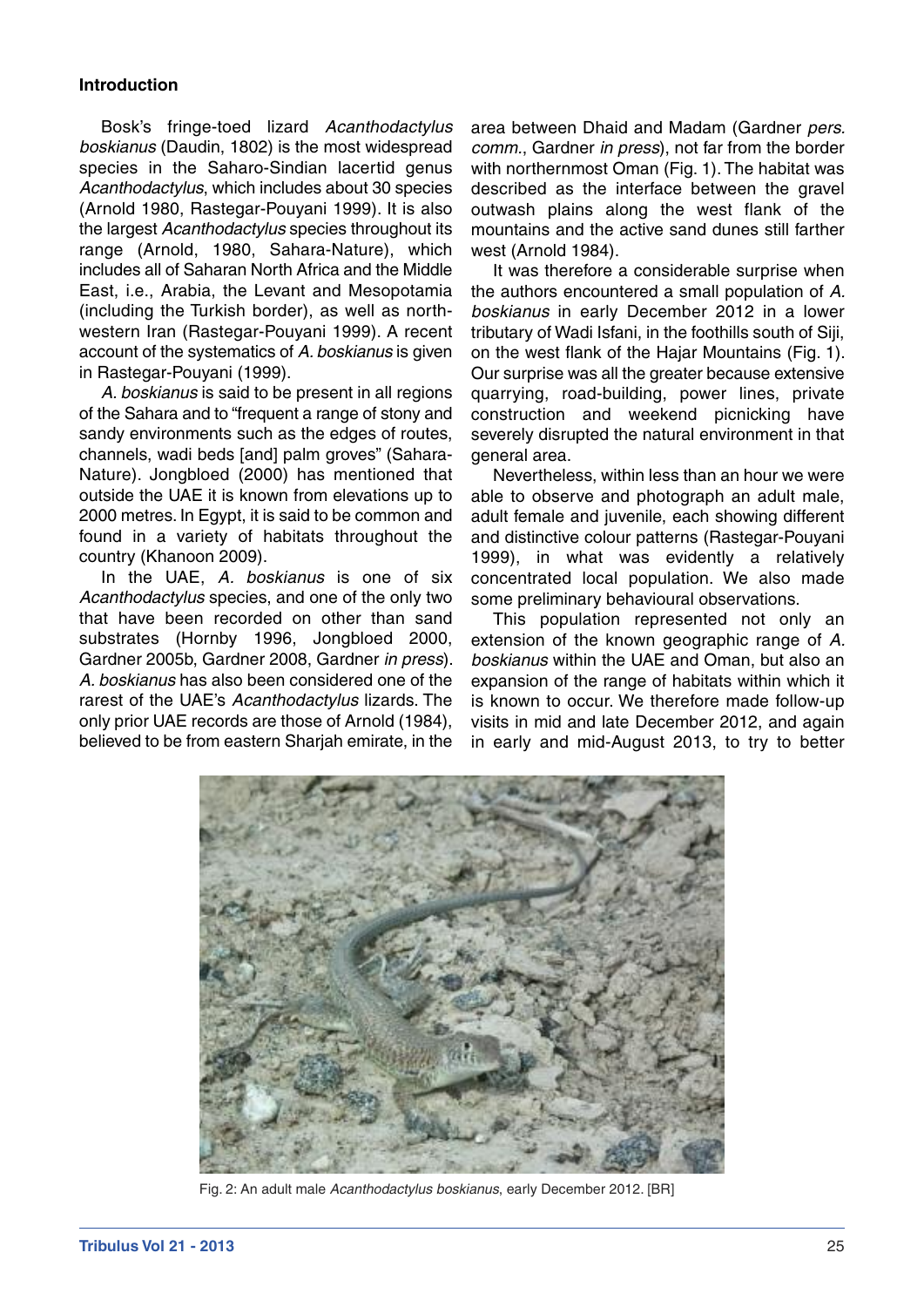## Introduction

Bosk's fringe-toed lizard *Acanthodactylus boskianus* (Daudin, 1802) is the most widespread species in the Saharo-Sindian lacertid genus *Acanthodactylus*, which includes about 30 species (Arnold 1980, Rastegar-Pouyani 1999). It is also the largest *Acanthodactylus* species throughout its range (Arnold, 1980, Sahara-Nature), which includes all of Saharan North Africa and the Middle East, i.e., Arabia, the Levant and Mesopotamia (including the Turkish border), as well as north-western Iran (Rastegar-Pouyani 1999). A recent account of the systematics of *A. boskianus* is given in Rastegar-Pouyani (1999).

*A. boskianus* is said to be present in all regions of the Sahara and to "frequent a range of stony and sandy environments such as the edges of routes, channels, wadi beds [and] palm groves" (Sahara-Nature). Jongbloed (2000) has mentioned that outside the UAE it is known from elevations up to 2000 metres. In Egypt, it is said to be common and found in a variety of habitats throughout the country (Khanoon 2009).

In the UAE, *A. boskianus* is one of six *Acanthodactylus* species, and one of the only two that have been recorded on other than sand substrates (Hornby 1996, Jongbloed 2000, Gardner 2005b, Gardner 2008, Gardner *in press*). *A. boskianus* has also been considered one of the rarest of the UAE's *Acanthodactylus* lizards. The only prior UAE records are those of Arnold (1984), believed to be from eastern Sharjah emirate, in the area between Dhaid and Madam (Gardner *pers. comm.*, Gardner *in press*), not far from the border with northernmost Oman (Fig. 1). The habitat was described as the interface between the gravel outwash plains along the west flank of the mountains and the active sand dunes still farther west (Arnold 1984).

It was therefore a considerable surprise when the authors encountered a small population of *A. boskianus* in early December 2012 in a lower tributary of Wadi Isfani, in the foothills south of Siji, on the west flank of the Hajar Mountains (Fig. 1). Our surprise was all the greater because extensive quarrying, road-building, power lines, private construction and weekend picnicking have severely disrupted the natural environment in that general area.

Nevertheless, within less than an hour we were able to observe and photograph an adult male, adult female and juvenile, each showing different and distinctive colour patterns (Rastegar-Pouyani 1999), in what was evidently a relatively concentrated local population. We also made some preliminary behavioural observations.

This population represented not only an extension of the known geographic range of *A. boskianus* within the UAE and Oman, but also an expansion of the range of habitats within which it is known to occur. We therefore made follow-up visits in mid and late December 2012, and again in early and mid-August 2013, to try to better

Fig. 2: An adult male *Acanthodactylus boskianus*, early December 2012. [BR]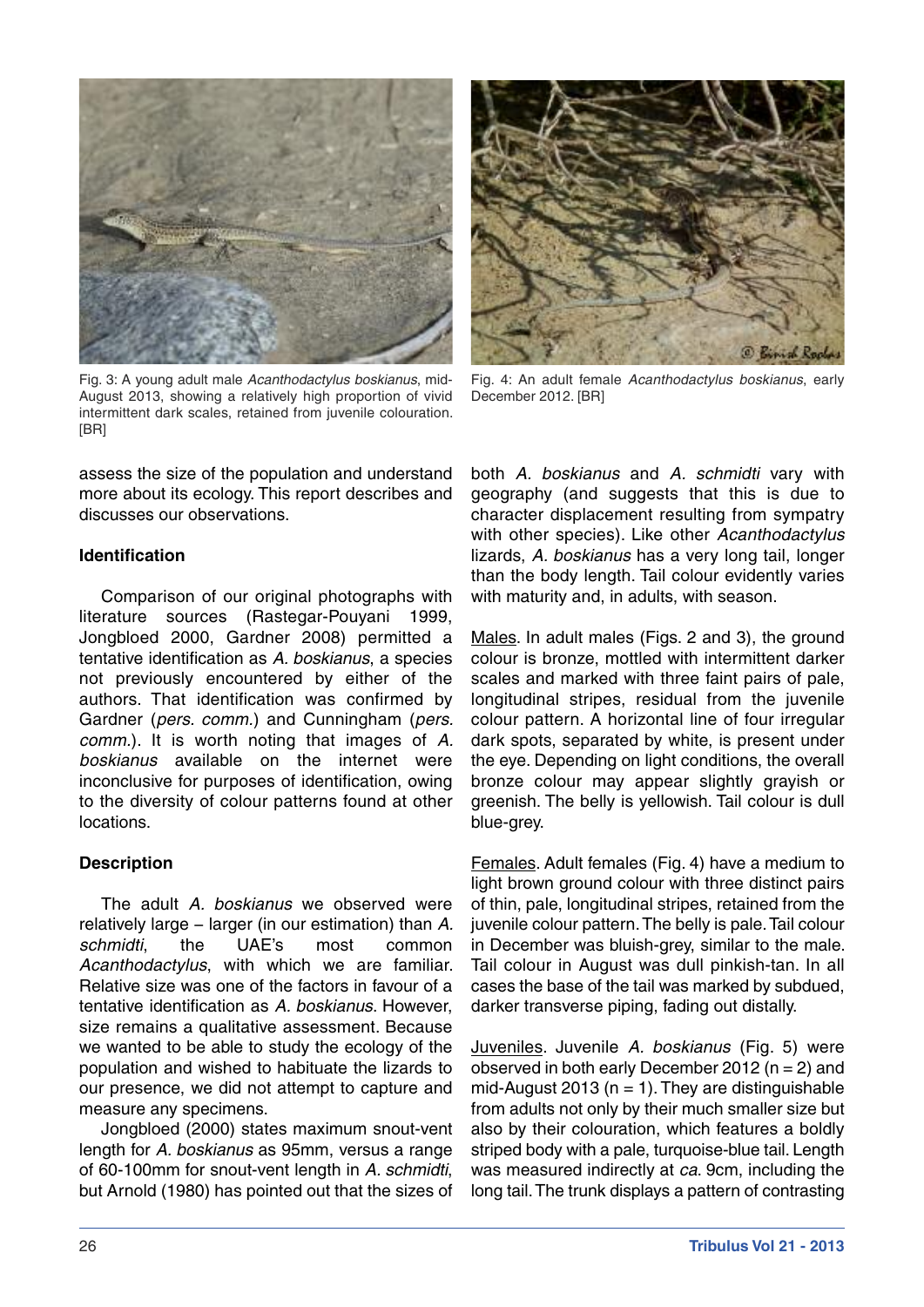Fig. 3: A young adult male *Acanthodactylus boskianus*, mid-August 2013, showing a relatively high proportion of vivid intermittent dark scales, retained from juvenile colouration. [BR]

Fig. 4: An adult female *Acanthodactylus boskianus*, early December 2012. [BR]

assess the size of the population and understand more about its ecology. This report describes and discusses our observations.

### Identification

Comparison of our original photographs with literature sources (Rastegar-Pouyani 1999, Jongbloed 2000, Gardner 2008) permitted a tentative identification as *A. boskianus*, a species not previously encountered by either of the authors. That identification was confirmed by Gardner (*pers. comm.*) and Cunningham (*pers. comm.*). It is worth noting that images of *A. boskianus* available on the internet were inconclusive for purposes of identification, owing to the diversity of colour patterns found at other locations.

### Description

The adult *A. boskianus* we observed were relatively large – larger (in our estimation) than *A. schmidti*, the UAE's most common *Acanthodactylus*, with which we are familiar. Relative size was one of the factors in favour of a tentative identification as *A. boskianus*. However, size remains a qualitative assessment. Because we wanted to be able to study the ecology of the population and wished to habituate the lizards to our presence, we did not attempt to capture and measure any specimens.

Jongbloed (2000) states maximum snout-vent length for *A. boskianus* as 95mm, versus a range of 60-100mm for snout-vent length in *A. schmidti*, but Arnold (1980) has pointed out that the sizes of both *A. boskianus* and *A. schmidti* vary with geography (and suggests that this is due to character displacement resulting from sympatry with other species). Like other *Acanthodactylus* lizards, *A. boskianus* has a very long tail, longer than the body length. Tail colour evidently varies with maturity and, in adults, with season.

Males. In adult males (Figs. 2 and 3), the ground colour is bronze, mottled with intermittent darker scales and marked with three faint pairs of pale, longitudinal stripes, residual from the juvenile colour pattern. A horizontal line of four irregular dark spots, separated by white, is present under the eye. Depending on light conditions, the overall bronze colour may appear slightly grayish or greenish. The belly is yellowish. Tail colour is dull blue-grey.

Females. Adult females (Fig. 4) have a medium to light brown ground colour with three distinct pairs of thin, pale, longitudinal stripes, retained from the juvenile colour pattern. The belly is pale. Tail colour in December was bluish-grey, similar to the male. Tail colour in August was dull pinkish-tan. In all cases the base of the tail was marked by subdued, darker transverse piping, fading out distally.

Juveniles. Juvenile *A. boskianus* (Fig. 5) were observed in both early December 2012 (n = 2) and mid-August 2013 (n = 1). They are distinguishable from adults not only by their much smaller size but also by their colouration, which features a boldly striped body with a pale, turquoise-blue tail. Length was measured indirectly at *ca*. 9cm, including the long tail. The trunk displays a pattern of contrasting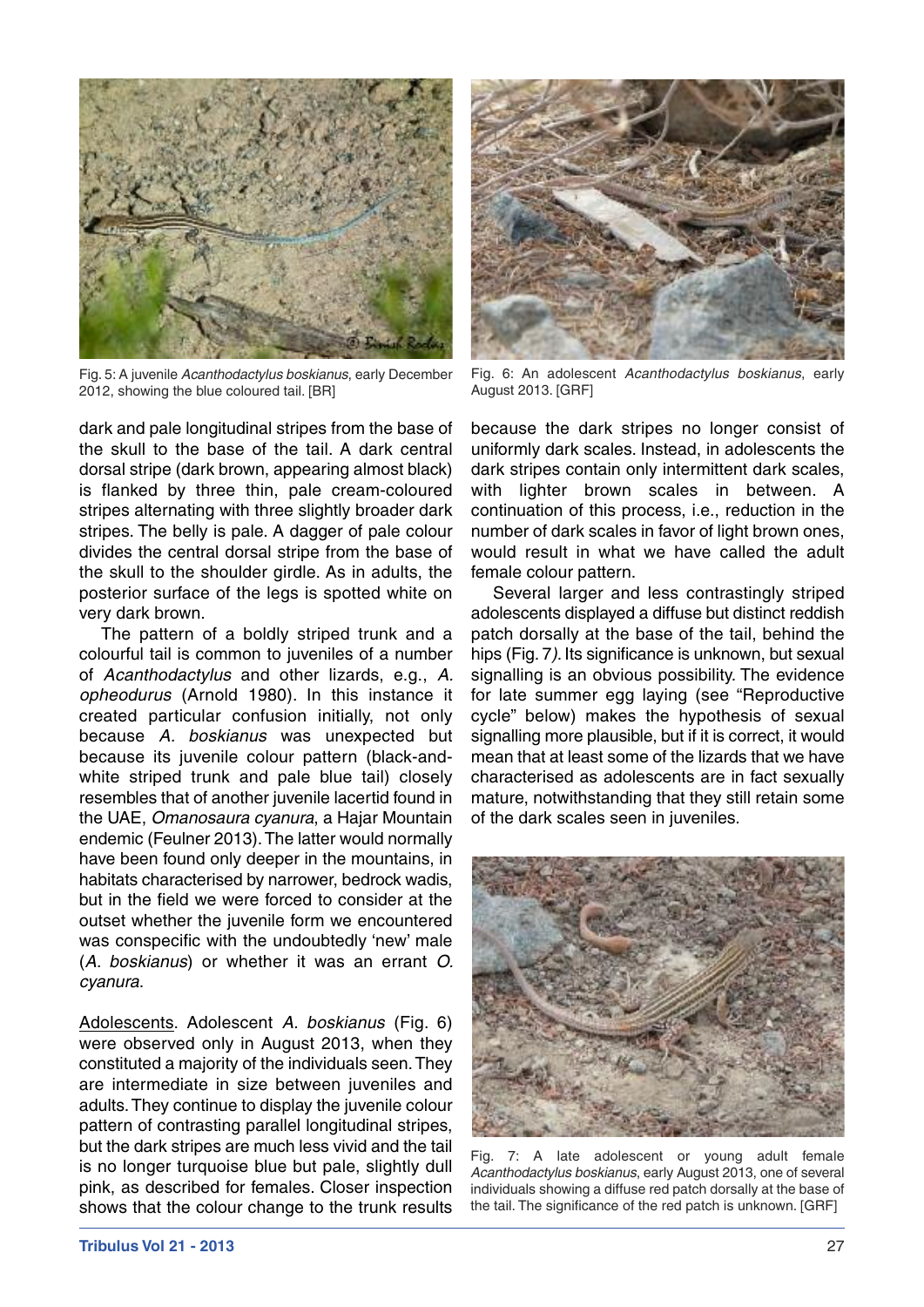Fig. 5: A juvenile *Acanthodactylus boskianus*, early December 2012, showing the blue coloured tail. [BR]

Fig. 6: An adolescent *Acanthodactylus boskianus*, early August 2013. [GRF]

dark and pale longitudinal stripes from the base of the skull to the base of the tail. A dark central dorsal stripe (dark brown, appearing almost black) is flanked by three thin, pale cream-coloured stripes alternating with three slightly broader dark stripes. The belly is pale. A dagger of pale colour divides the central dorsal stripe from the base of the skull to the shoulder girdle. As in adults, the posterior surface of the legs is spotted white on very dark brown.

The pattern of a boldly striped trunk and a colourful tail is common to juveniles of a number of *Acanthodactylus* and other lizards, e.g., *A. opheodurus* (Arnold 1980). In this instance it created particular confusion initially, not only because *A. boskianus* was unexpected but because its juvenile colour pattern (black-and-white striped trunk and pale blue tail) closely resembles that of another juvenile lacertid found in the UAE, *Omanosaura cyanura*, a Hajar Mountain endemic (Feulner 2013). The latter would normally have been found only deeper in the mountains, in habitats characterised by narrower, bedrock wadis, but in the field we were forced to consider at the outset whether the juvenile form we encountered was conspecific with the undoubtedly 'new' male (*A. boskianus*) or whether it was an errant *O. cyanura*.

Adolescents. Adolescent *A. boskianus* (Fig. 6) were observed only in August 2013, when they constituted a majority of the individuals seen. They are intermediate in size between juveniles and adults. They continue to display the juvenile colour pattern of contrasting parallel longitudinal stripes, but the dark stripes are much less vivid and the tail is no longer turquoise blue but pale, slightly dull pink, as described for females. Closer inspection shows that the colour change to the trunk results because the dark stripes no longer consist of uniformly dark scales. Instead, in adolescents the dark stripes contain only intermittent dark scales, with lighter brown scales in between. A continuation of this process, i.e., reduction in the number of dark scales in favor of light brown ones, would result in what we have called the adult female colour pattern.

Several larger and less contrastingly striped adolescents displayed a diffuse but distinct reddish patch dorsally at the base of the tail, behind the hips (Fig. 7). Its significance is unknown, but sexual signalling is an obvious possibility. The evidence for late summer egg laying (see "Reproductive cycle" below) makes the hypothesis of sexual signalling more plausible, but if it is correct, it would mean that at least some of the lizards that we have characterised as adolescents are in fact sexually mature, notwithstanding that they still retain some of the dark scales seen in juveniles.

Fig. 7: A late adolescent or young adult female *Acanthodactylus boskianus*, early August 2013, one of several individuals showing a diffuse red patch dorsally at the base of the tail. The significance of the red patch is unknown. [GRF]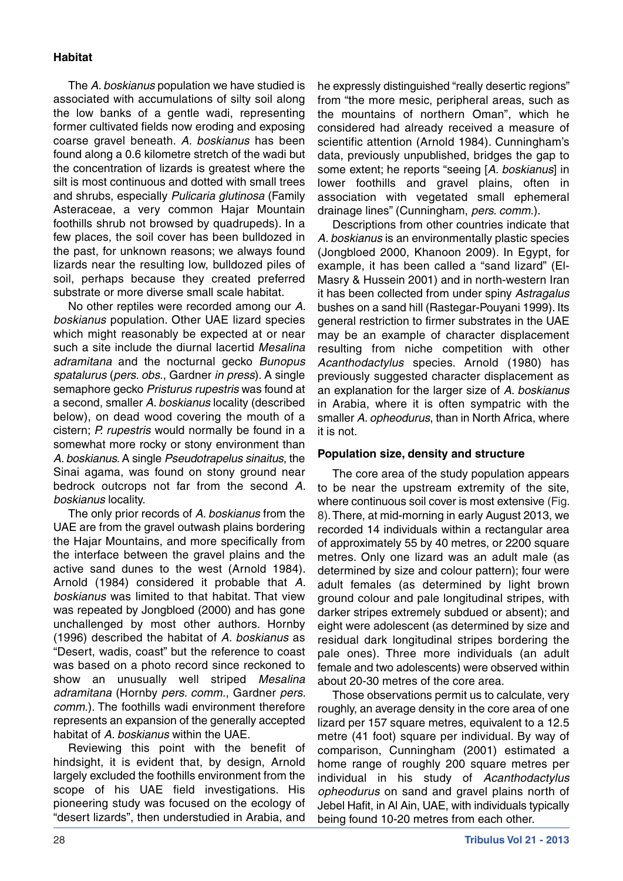## Habitat

The *A. boskianus* population we have studied is associated with accumulations of silty soil along the low banks of a gentle wadi, representing former cultivated fields now eroding and exposing coarse gravel beneath. *A. boskianus* has been found along a 0.6 kilometre stretch of the wadi but the concentration of lizards is greatest where the silt is most continuous and dotted with small trees and shrubs, especially *Pulicaria glutinosa* (Family Asteraceae, a very common Hajar Mountain foothills shrub not browsed by quadrupeds). In a few places, the soil cover has been bulldozed in the past, for unknown reasons; we always found lizards near the resulting low, bulldozed piles of soil, perhaps because they created preferred substrate or more diverse small scale habitat.

No other reptiles were recorded among our *A. boskianus* population. Other UAE lizard species which might reasonably be expected at or near such a site include the diurnal lacertid *Mesalina adramitana* and the nocturnal gecko *Bunopus spatalurus* (*pers. obs.*, Gardner *in press*). A single semaphore gecko *Pristurus rupestris* was found at a second, smaller *A. boskianus* locality (described below), on dead wood covering the mouth of a cistern; *P. rupestris* would normally be found in a somewhat more rocky or stony environment than *A. boskianus*. A single *Pseudotrapelus sinaitus*, the Sinai agama, was found on stony ground near bedrock outcrops not far from the second *A. boskianus* locality.

The only prior records of *A. boskianus* from the UAE are from the gravel outwash plains bordering the Hajar Mountains, and more specifically from the interface between the gravel plains and the active sand dunes to the west (Arnold 1984). Arnold (1984) considered it probable that *A. boskianus* was limited to that habitat. That view was repeated by Jongbloed (2000) and has gone unchallenged by most other authors. Hornby (1996) described the habitat of *A. boskianus* as "Desert, wadis, coast" but the reference to coast was based on a photo record since reckoned to show an unusually well striped *Mesalina adramitana* (Hornby *pers. comm.*, Gardner *pers. comm.*). The foothills wadi environment therefore represents an expansion of the generally accepted habitat of *A. boskianus* within the UAE.

Reviewing this point with the benefit of hindsight, it is evident that, by design, Arnold largely excluded the foothills environment from the scope of his UAE field investigations. His pioneering study was focused on the ecology of "desert lizards", then understudied in Arabia, and he expressly distinguished "really desertic regions" from "the more mesic, peripheral areas, such as the mountains of northern Oman", which he considered had already received a measure of scientific attention (Arnold 1984). Cunningham's data, previously unpublished, bridges the gap to some extent; he reports "seeing [*A. boskianus*] in lower foothills and gravel plains, often in association with vegetated small ephemeral drainage lines" (Cunningham, *pers. comm.*).

Descriptions from other countries indicate that *A. boskianus* is an environmentally plastic species (Jongbloed 2000, Khanoon 2009). In Egypt, for example, it has been called a "sand lizard" (El-Masry & Hussein 2001) and in north-western Iran it has been collected from under spiny *Astragalus* bushes on a sand hill (Rastegar-Pouyani 1999). Its general restriction to firmer substrates in the UAE may be an example of character displacement resulting from niche competition with other *Acanthodactylus* species. Arnold (1980) has previously suggested character displacement as an explanation for the larger size of *A. boskianus* in Arabia, where it is often sympatric with the smaller *A. opheodurus*, than in North Africa, where it is not.

## Population size, density and structure

The core area of the study population appears to be near the upstream extremity of the site, where continuous soil cover is most extensive (Fig. 8). There, at mid-morning in early August 2013, we recorded 14 individuals within a rectangular area of approximately 55 by 40 metres, or 2200 square metres. Only one lizard was an adult male (as determined by size and colour pattern); four were adult females (as determined by light brown ground colour and pale longitudinal stripes, with darker stripes extremely subdued or absent); and eight were adolescent (as determined by size and residual dark longitudinal stripes bordering the pale ones). Three more individuals (an adult female and two adolescents) were observed within about 20-30 metres of the core area.

Those observations permit us to calculate, very roughly, an average density in the core area of one lizard per 157 square metres, equivalent to a 12.5 metre (41 foot) square per individual. By way of comparison, Cunningham (2001) estimated a home range of roughly 200 square metres per individual in his study of *Acanthodactylus opheodurus* on sand and gravel plains north of Jebel Hafit, in Al Ain, UAE, with individuals typically being found 10-20 metres from each other.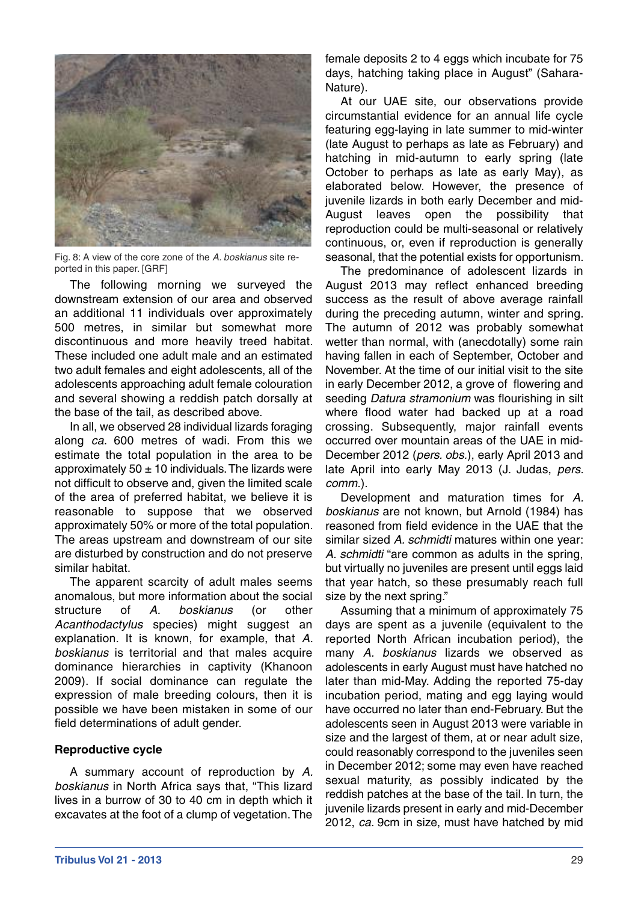Fig. 8: A view of the core zone of the *A. boskianus* site reported in this paper. [GRF]

The following morning we surveyed the downstream extension of our area and observed an additional 11 individuals over approximately 500 metres, in similar but somewhat more discontinuous and more heavily treed habitat. These included one adult male and an estimated two adult females and eight adolescents, all of the adolescents approaching adult female colouration and several showing a reddish patch dorsally at the base of the tail, as described above.

In all, we observed 28 individual lizards foraging along *ca.* 600 metres of wadi. From this we estimate the total population in the area to be approximately 50 ± 10 individuals. The lizards were not difficult to observe and, given the limited scale of the area of preferred habitat, we believe it is reasonable to suppose that we observed approximately 50% or more of the total population. The areas upstream and downstream of our site are disturbed by construction and do not preserve similar habitat.

The apparent scarcity of adult males seems anomalous, but more information about the social structure of *A. boskianus* (or other *Acanthodactylus* species) might suggest an explanation. It is known, for example, that *A. boskianus* is territorial and that males acquire dominance hierarchies in captivity (Khanoon 2009). If social dominance can regulate the expression of male breeding colours, then it is possible we have been mistaken in some of our field determinations of adult gender.

**Reproductive cycle**

A summary account of reproduction by *A. boskianus* in North Africa says that, "This lizard lives in a burrow of 30 to 40 cm in depth which it excavates at the foot of a clump of vegetation. The female deposits 2 to 4 eggs which incubate for 75 days, hatching taking place in August" (Sahara-Nature).

At our UAE site, our observations provide circumstantial evidence for an annual life cycle featuring egg-laying in late summer to mid-winter (late August to perhaps as late as February) and hatching in mid-autumn to early spring (late October to perhaps as late as early May), as elaborated below. However, the presence of juvenile lizards in both early December and mid-August leaves open the possibility that reproduction could be multi-seasonal or relatively continuous, or, even if reproduction is generally seasonal, that the potential exists for opportunism.

The predominance of adolescent lizards in August 2013 may reflect enhanced breeding success as the result of above average rainfall during the preceding autumn, winter and spring. The autumn of 2012 was probably somewhat wetter than normal, with (anecdotally) some rain having fallen in each of September, October and November. At the time of our initial visit to the site in early December 2012, a grove of flowering and seeding *Datura stramonium* was flourishing in silt where flood water had backed up at a road crossing. Subsequently, major rainfall events occurred over mountain areas of the UAE in mid-December 2012 (*pers. obs.*), early April 2013 and late April into early May 2013 (J. Judas, *pers. comm.*).

Development and maturation times for *A. boskianus* are not known, but Arnold (1984) has reasoned from field evidence in the UAE that the similar sized *A. schmidti* matures within one year: *A. schmidti* "are common as adults in the spring, but virtually no juveniles are present until eggs laid that year hatch, so these presumably reach full size by the next spring."

Assuming that a minimum of approximately 75 days are spent as a juvenile (equivalent to the reported North African incubation period), the many *A. boskianus* lizards we observed as adolescents in early August must have hatched no later than mid-May. Adding the reported 75-day incubation period, mating and egg laying would have occurred no later than end-February. But the adolescents seen in August 2013 were variable in size and the largest of them, at or near adult size, could reasonably correspond to the juveniles seen in December 2012; some may even have reached sexual maturity, as possibly indicated by the reddish patches at the base of the tail. In turn, the juvenile lizards present in early and mid-December 2012, *ca.* 9cm in size, must have hatched by mid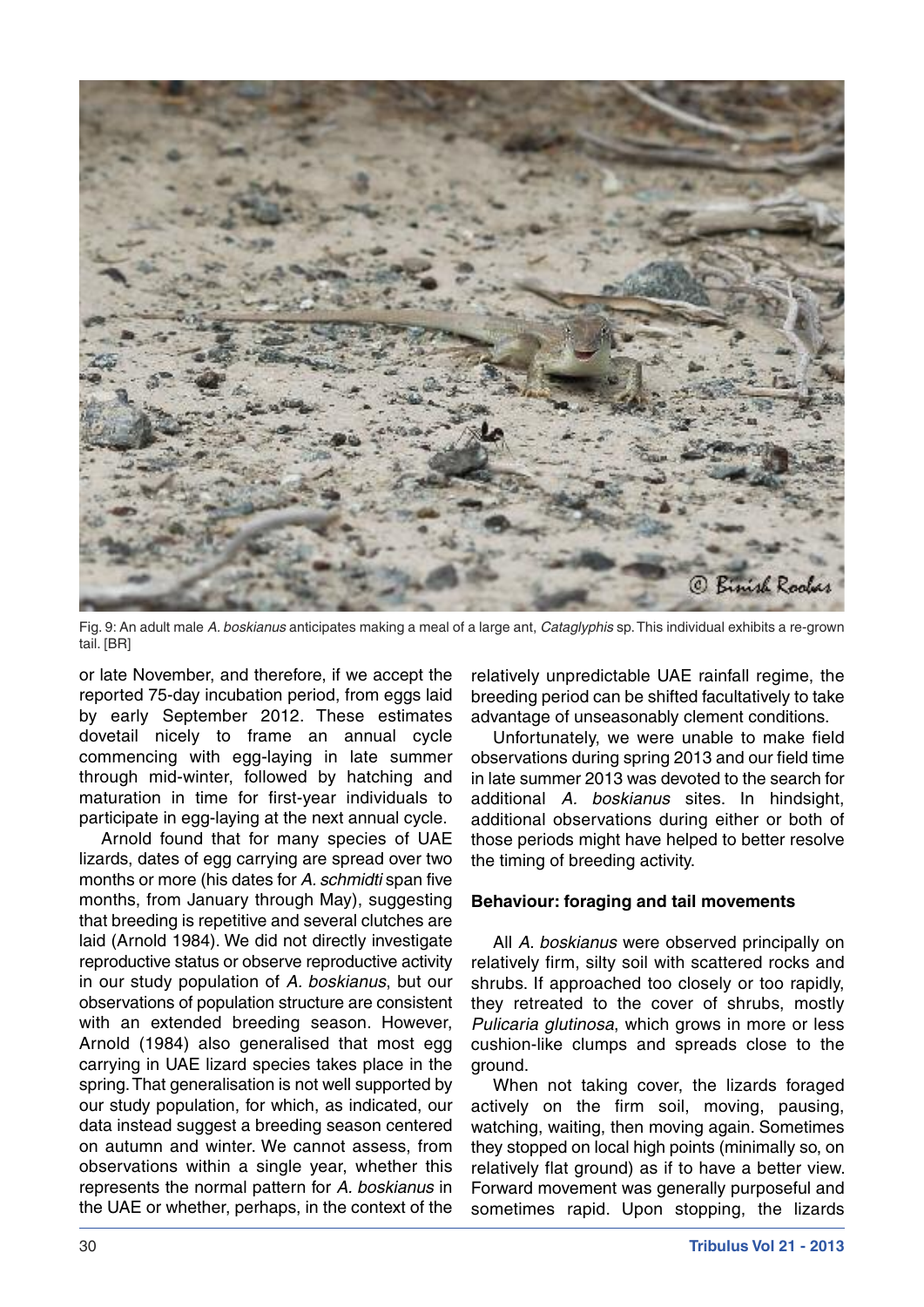Fig. 9: An adult male *A. boskianus* anticipates making a meal of a large ant, *Cataglyphis* sp. This individual exhibits a re-grown tail. [BR]

or late November, and therefore, if we accept the reported 75-day incubation period, from eggs laid by early September 2012. These estimates dovetail nicely to frame an annual cycle commencing with egg-laying in late summer through mid-winter, followed by hatching and maturation in time for first-year individuals to participate in egg-laying at the next annual cycle.

Arnold found that for many species of UAE lizards, dates of egg carrying are spread over two months or more (his dates for *A. schmidti* span five months, from January through May), suggesting that breeding is repetitive and several clutches are laid (Arnold 1984). We did not directly investigate reproductive status or observe reproductive activity in our study population of *A. boskianus*, but our observations of population structure are consistent with an extended breeding season. However, Arnold (1984) also generalised that most egg carrying in UAE lizard species takes place in the spring. That generalisation is not well supported by our study population, for which, as indicated, our data instead suggest a breeding season centered on autumn and winter. We cannot assess, from observations within a single year, whether this represents the normal pattern for *A. boskianus* in the UAE or whether, perhaps, in the context of the relatively unpredictable UAE rainfall regime, the breeding period can be shifted facultatively to take advantage of unseasonably clement conditions.

Unfortunately, we were unable to make field observations during spring 2013 and our field time in late summer 2013 was devoted to the search for additional *A. boskianus* sites. In hindsight, additional observations during either or both of those periods might have helped to better resolve the timing of breeding activity.

**Behaviour: foraging and tail movements**

All *A. boskianus* were observed principally on relatively firm, silty soil with scattered rocks and shrubs. If approached too closely or too rapidly, they retreated to the cover of shrubs, mostly *Pulicaria glutinosa*, which grows in more or less cushion-like clumps and spreads close to the ground.

When not taking cover, the lizards foraged actively on the firm soil, moving, pausing, watching, waiting, then moving again. Sometimes they stopped on local high points (minimally so, on relatively flat ground) as if to have a better view. Forward movement was generally purposeful and sometimes rapid. Upon stopping, the lizards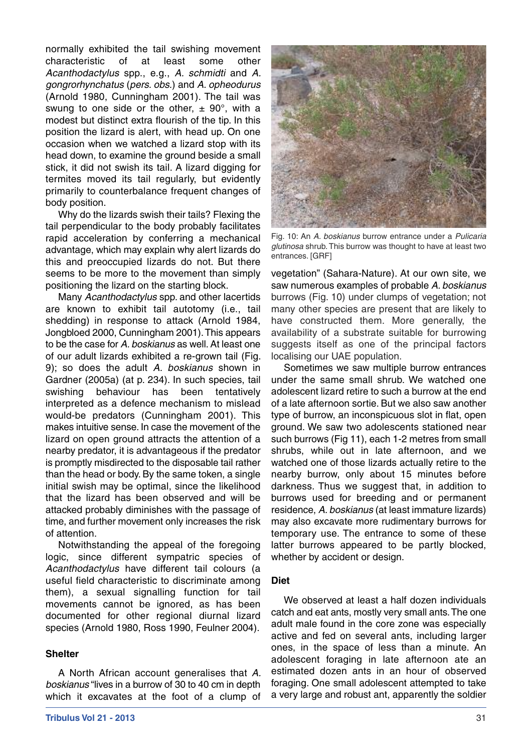normally exhibited the tail swishing movement characteristic of at least some other *Acanthodactylus* spp., e.g., *A. schmidti* and *A. gongrorhynchatus* (*pers. obs.*) and *A. opheodurus* (Arnold 1980, Cunningham 2001). The tail was swung to one side or the other, ± 90°, with a modest but distinct extra flourish of the tip. In this position the lizard is alert, with head up. On one occasion when we watched a lizard stop with its head down, to examine the ground beside a small stick, it did not swish its tail. A lizard digging for termites moved its tail regularly, but evidently primarily to counterbalance frequent changes of body position.

Why do the lizards swish their tails? Flexing the tail perpendicular to the body probably facilitates rapid acceleration by conferring a mechanical advantage, which may explain why alert lizards do this and preoccupied lizards do not. But there seems to be more to the movement than simply positioning the lizard on the starting block.

Many *Acanthodactylus* spp. and other lacertids are known to exhibit tail autotomy (i.e., tail shedding) in response to attack (Arnold 1984, Jongbloed 2000, Cunningham 2001). This appears to be the case for *A. boskianus* as well. At least one of our adult lizards exhibited a re-grown tail (Fig. 9); so does the adult *A. boskianus* shown in Gardner (2005a) (at p. 234). In such species, tail swishing behaviour has been tentatively interpreted as a defence mechanism to mislead would-be predators (Cunningham 2001). This makes intuitive sense. In case the movement of the lizard on open ground attracts the attention of a nearby predator, it is advantageous if the predator is promptly misdirected to the disposable tail rather than the head or body. By the same token, a single initial swish may be optimal, since the likelihood that the lizard has been observed and will be attacked probably diminishes with the passage of time, and further movement only increases the risk of attention.

Notwithstanding the appeal of the foregoing logic, since different sympatric species of *Acanthodactylus* have different tail colours (a useful field characteristic to discriminate among them), a sexual signalling function for tail movements cannot be ignored, as has been documented for other regional diurnal lizard species (Arnold 1980, Ross 1990, Feulner 2004).

### Shelter

A North African account generalises that *A. boskianus* "lives in a burrow of 30 to 40 cm in depth which it excavates at the foot of a clump of vegetation" (Sahara-Nature). At our own site, we saw numerous examples of probable *A. boskianus* burrows (Fig. 10) under clumps of vegetation; not many other species are present that are likely to have constructed them. More generally, the availability of a substrate suitable for burrowing suggests itself as one of the principal factors localising our UAE population.

Fig. 10: An *A. boskianus* burrow entrance under a *Pulicaria glutinosa* shrub. This burrow was thought to have at least two entrances. [GRF]

Sometimes we saw multiple burrow entrances under the same small shrub. We watched one adolescent lizard retire to such a burrow at the end of a late afternoon sortie. But we also saw another type of burrow, an inconspicuous slot in flat, open ground. We saw two adolescents stationed near such burrows (Fig 11), each 1-2 metres from small shrubs, while out in late afternoon, and we watched one of those lizards actually retire to the nearby burrow, only about 15 minutes before darkness. Thus we suggest that, in addition to burrows used for breeding and or permanent residence, *A. boskianus* (at least immature lizards) may also excavate more rudimentary burrows for temporary use. The entrance to some of these latter burrows appeared to be partly blocked, whether by accident or design.

### Diet

We observed at least a half dozen individuals catch and eat ants, mostly very small ants. The one adult male found in the core zone was especially active and fed on several ants, including larger ones, in the space of less than a minute. An adolescent foraging in late afternoon ate an estimated dozen ants in an hour of observed foraging. One small adolescent attempted to take a very large and robust ant, apparently the soldier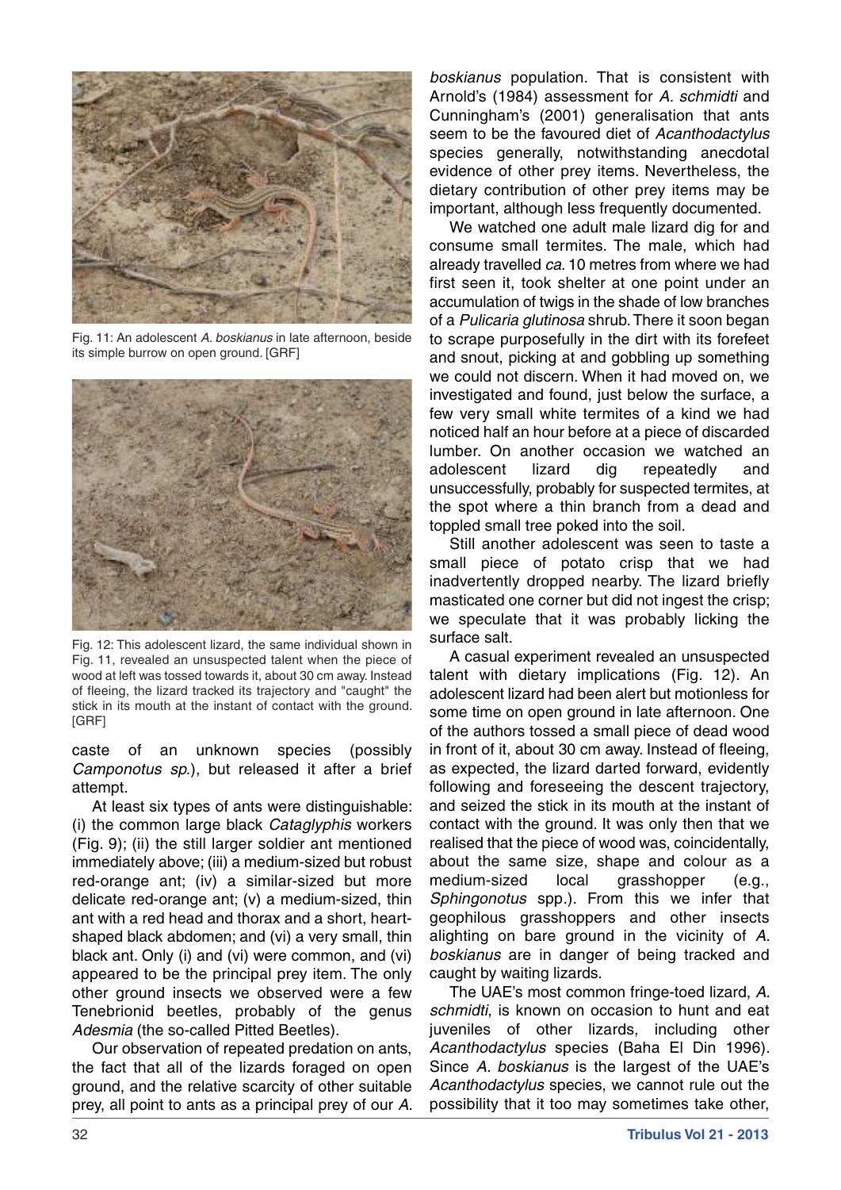Fig. 11: An adolescent *A. boskianus* in late afternoon, beside its simple burrow on open ground. [GRF]

Fig. 12: This adolescent lizard, the same individual shown in Fig. 11, revealed an unsuspected talent when the piece of wood at left was tossed towards it, about 30 cm away. Instead of fleeing, the lizard tracked its trajectory and "caught" the stick in its mouth at the instant of contact with the ground. [GRF]

caste of an unknown species (possibly *Camponotus sp.*), but released it after a brief attempt.

At least six types of ants were distinguishable: (i) the common large black *Cataglyphis* workers (Fig. 9); (ii) the still larger soldier ant mentioned immediately above; (iii) a medium-sized but robust red-orange ant; (iv) a similar-sized but more delicate red-orange ant; (v) a medium-sized, thin ant with a red head and thorax and a short, heart-shaped black abdomen; and (vi) a very small, thin black ant. Only (i) and (vi) were common, and (vi) appeared to be the principal prey item. The only other ground insects we observed were a few Tenebrionid beetles, probably of the genus *Adesmia* (the so-called Pitted Beetles).

Our observation of repeated predation on ants, the fact that all of the lizards foraged on open ground, and the relative scarcity of other suitable prey, all point to ants as a principal prey of our *A. boskianus* population. That is consistent with Arnold's (1984) assessment for *A. schmidti* and Cunningham's (2001) generalisation that ants seem to be the favoured diet of *Acanthodactylus* species generally, notwithstanding anecdotal evidence of other prey items. Nevertheless, the dietary contribution of other prey items may be important, although less frequently documented.

We watched one adult male lizard dig for and consume small termites. The male, which had already travelled *ca*. 10 metres from where we had first seen it, took shelter at one point under an accumulation of twigs in the shade of low branches of a *Pulicaria glutinosa* shrub. There it soon began to scrape purposefully in the dirt with its forefeet and snout, picking at and gobbling up something we could not discern. When it had moved on, we investigated and found, just below the surface, a few very small white termites of a kind we had noticed half an hour before at a piece of discarded lumber. On another occasion we watched an adolescent lizard dig repeatedly and unsuccessfully, probably for suspected termites, at the spot where a thin branch from a dead and toppled small tree poked into the soil.

Still another adolescent was seen to taste a small piece of potato crisp that we had inadvertently dropped nearby. The lizard briefly masticated one corner but did not ingest the crisp; we speculate that it was probably licking the surface salt.

A casual experiment revealed an unsuspected talent with dietary implications (Fig. 12). An adolescent lizard had been alert but motionless for some time on open ground in late afternoon. One of the authors tossed a small piece of dead wood in front of it, about 30 cm away. Instead of fleeing, as expected, the lizard darted forward, evidently following and foreseeing the descent trajectory, and seized the stick in its mouth at the instant of contact with the ground. It was only then that we realised that the piece of wood was, coincidentally, about the same size, shape and colour as a medium-sized local grasshopper (e.g., *Sphingonotus* spp.). From this we infer that geophilous grasshoppers and other insects alighting on bare ground in the vicinity of *A. boskianus* are in danger of being tracked and caught by waiting lizards.

The UAE's most common fringe-toed lizard, *A. schmidti*, is known on occasion to hunt and eat juveniles of other lizards, including other *Acanthodactylus* species (Baha El Din 1996). Since *A. boskianus* is the largest of the UAE's *Acanthodactylus* species, we cannot rule out the possibility that it too may sometimes take other,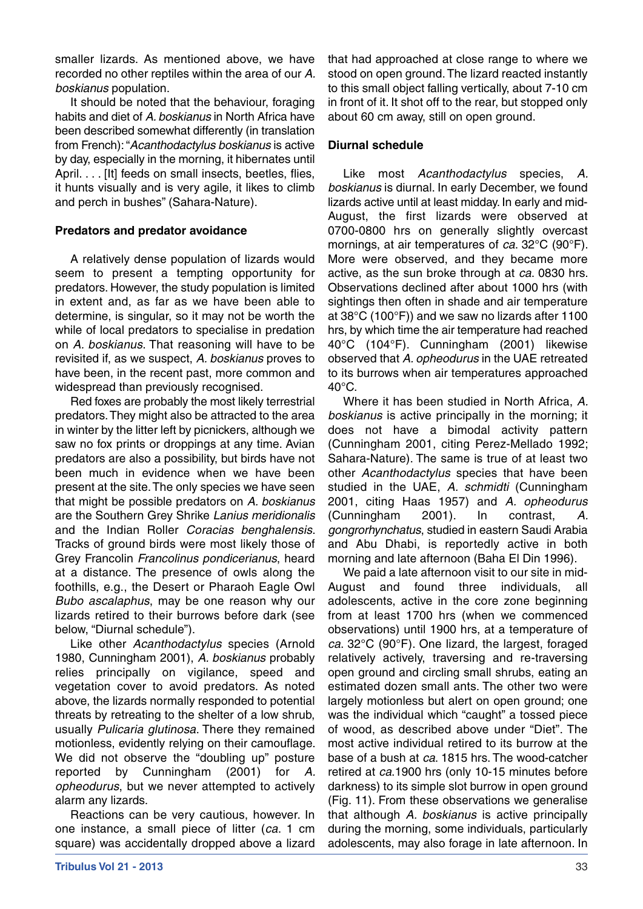smaller lizards. As mentioned above, we have recorded no other reptiles within the area of our *A. boskianus* population.

It should be noted that the behaviour, foraging habits and diet of *A. boskianus* in North Africa have been described somewhat differently (in translation from French): "*Acanthodactylus boskianus* is active by day, especially in the morning, it hibernates until April. . . . [It] feeds on small insects, beetles, flies, it hunts visually and is very agile, it likes to climb and perch in bushes" (Sahara-Nature).

### Predators and predator avoidance

A relatively dense population of lizards would seem to present a tempting opportunity for predators. However, the study population is limited in extent and, as far as we have been able to determine, is singular, so it may not be worth the while of local predators to specialise in predation on *A. boskianus*. That reasoning will have to be revisited if, as we suspect, *A. boskianus* proves to have been, in the recent past, more common and widespread than previously recognised.

Red foxes are probably the most likely terrestrial predators. They might also be attracted to the area in winter by the litter left by picnickers, although we saw no fox prints or droppings at any time. Avian predators are also a possibility, but birds have not been much in evidence when we have been present at the site. The only species we have seen that might be possible predators on *A. boskianus* are the Southern Grey Shrike *Lanius meridionalis* and the Indian Roller *Coracias benghalensis*. Tracks of ground birds were most likely those of Grey Francolin *Francolinus pondicerianus*, heard at a distance. The presence of owls along the foothills, e.g., the Desert or Pharaoh Eagle Owl *Bubo ascalaphus*, may be one reason why our lizards retired to their burrows before dark (see below, "Diurnal schedule").

Like other *Acanthodactylus* species (Arnold 1980, Cunningham 2001), *A. boskianus* probably relies principally on vigilance, speed and vegetation cover to avoid predators. As noted above, the lizards normally responded to potential threats by retreating to the shelter of a low shrub, usually *Pulicaria glutinosa*. There they remained motionless, evidently relying on their camouflage. We did not observe the "doubling up" posture reported by Cunningham (2001) for *A. opheodurus*, but we never attempted to actively alarm any lizards.

Reactions can be very cautious, however. In one instance, a small piece of litter (*ca*. 1 cm square) was accidentally dropped above a lizard that had approached at close range to where we stood on open ground. The lizard reacted instantly to this small object falling vertically, about 7-10 cm in front of it. It shot off to the rear, but stopped only about 60 cm away, still on open ground.

### Diurnal schedule

Like most *Acanthodactylus* species, *A. boskianus* is diurnal. In early December, we found lizards active until at least midday. In early and mid-August, the first lizards were observed at 0700-0800 hrs on generally slightly overcast mornings, at air temperatures of *ca*. 32°C (90°F). More were observed, and they became more active, as the sun broke through at *ca*. 0830 hrs. Observations declined after about 1000 hrs (with sightings then often in shade and air temperature at 38°C (100°F)) and we saw no lizards after 1100 hrs, by which time the air temperature had reached 40°C (104°F). Cunningham (2001) likewise observed that *A. opheodurus* in the UAE retreated to its burrows when air temperatures approached 40°C.

Where it has been studied in North Africa, *A. boskianus* is active principally in the morning; it does not have a bimodal activity pattern (Cunningham 2001, citing Perez-Mellado 1992; Sahara-Nature). The same is true of at least two other *Acanthodactylus* species that have been studied in the UAE, *A. schmidti* (Cunningham 2001, citing Haas 1957) and *A. opheodurus* (Cunningham 2001). In contrast, *A. gongrorhynchatus*, studied in eastern Saudi Arabia and Abu Dhabi, is reportedly active in both morning and late afternoon (Baha El Din 1996).

We paid a late afternoon visit to our site in mid-August and found three individuals, all adolescents, active in the core zone beginning from at least 1700 hrs (when we commenced observations) until 1900 hrs, at a temperature of *ca*. 32°C (90°F). One lizard, the largest, foraged relatively actively, traversing and re-traversing open ground and circling small shrubs, eating an estimated dozen small ants. The other two were largely motionless but alert on open ground; one was the individual which "caught" a tossed piece of wood, as described above under "Diet". The most active individual retired to its burrow at the base of a bush at *ca*. 1815 hrs. The wood-catcher retired at *ca*.1900 hrs (only 10-15 minutes before darkness) to its simple slot burrow in open ground (Fig. 11). From these observations we generalise that although *A. boskianus* is active principally during the morning, some individuals, particularly adolescents, may also forage in late afternoon. In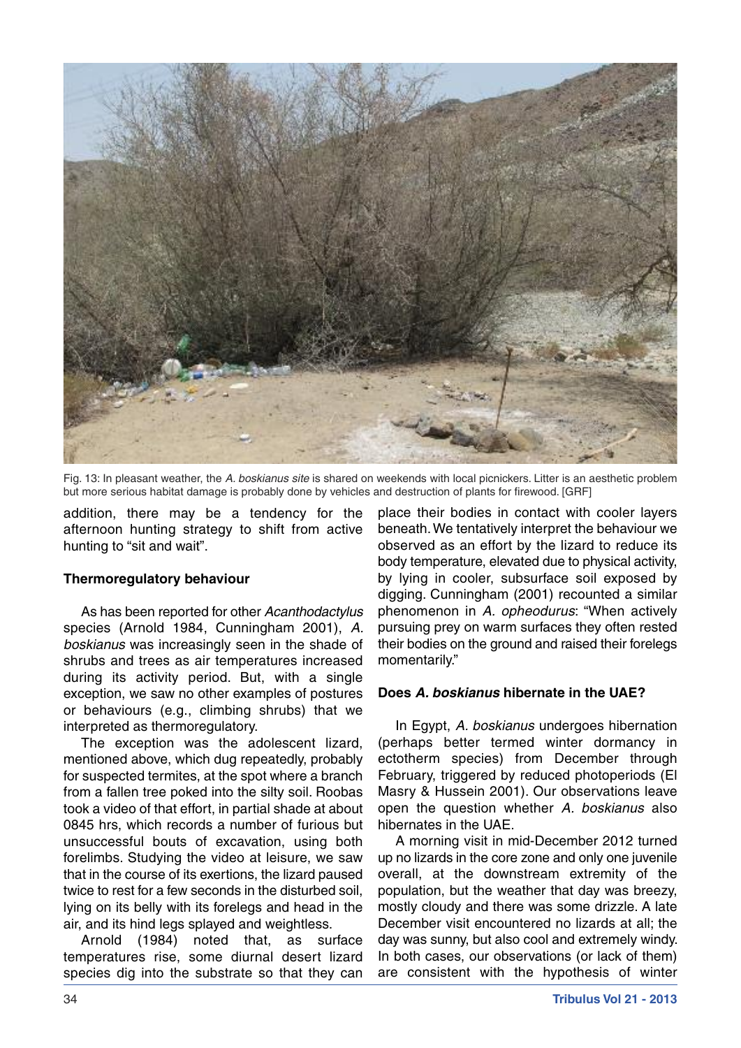Fig. 13: In pleasant weather, the *A. boskianus site* is shared on weekends with local picnickers. Litter is an aesthetic problem but more serious habitat damage is probably done by vehicles and destruction of plants for firewood. [GRF]

addition, there may be a tendency for the afternoon hunting strategy to shift from active hunting to "sit and wait".

### Thermoregulatory behaviour

As has been reported for other *Acanthodactylus* species (Arnold 1984, Cunningham 2001), *A. boskianus* was increasingly seen in the shade of shrubs and trees as air temperatures increased during its activity period. But, with a single exception, we saw no other examples of postures or behaviours (e.g., climbing shrubs) that we interpreted as thermoregulatory.

The exception was the adolescent lizard, mentioned above, which dug repeatedly, probably for suspected termites, at the spot where a branch from a fallen tree poked into the silty soil. Roobas took a video of that effort, in partial shade at about 0845 hrs, which records a number of furious but unsuccessful bouts of excavation, using both forelimbs. Studying the video at leisure, we saw that in the course of its exertions, the lizard paused twice to rest for a few seconds in the disturbed soil, lying on its belly with its forelegs and head in the air, and its hind legs splayed and weightless.

Arnold (1984) noted that, as surface temperatures rise, some diurnal desert lizard species dig into the substrate so that they can place their bodies in contact with cooler layers beneath. We tentatively interpret the behaviour we observed as an effort by the lizard to reduce its body temperature, elevated due to physical activity, by lying in cooler, subsurface soil exposed by digging. Cunningham (2001) recounted a similar phenomenon in *A. opheodurus*: "When actively pursuing prey on warm surfaces they often rested their bodies on the ground and raised their forelegs momentarily."

### Does *A. boskianus* hibernate in the UAE?

In Egypt, *A. boskianus* undergoes hibernation (perhaps better termed winter dormancy in ectotherm species) from December through February, triggered by reduced photoperiods (El Masry & Hussein 2001). Our observations leave open the question whether *A. boskianus* also hibernates in the UAE.

A morning visit in mid-December 2012 turned up no lizards in the core zone and only one juvenile overall, at the downstream extremity of the population, but the weather that day was breezy, mostly cloudy and there was some drizzle. A late December visit encountered no lizards at all; the day was sunny, but also cool and extremely windy. In both cases, our observations (or lack of them) are consistent with the hypothesis of winter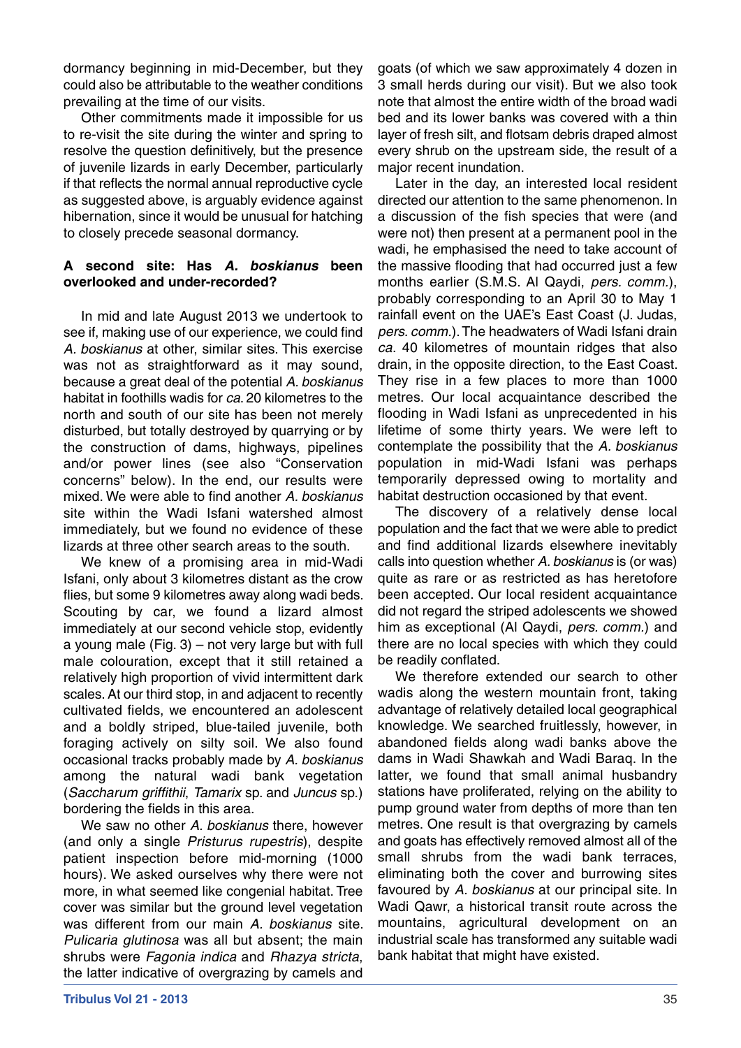dormancy beginning in mid-December, but they could also be attributable to the weather conditions prevailing at the time of our visits.

Other commitments made it impossible for us to re-visit the site during the winter and spring to resolve the question definitively, but the presence of juvenile lizards in early December, particularly if that reflects the normal annual reproductive cycle as suggested above, is arguably evidence against hibernation, since it would be unusual for hatching to closely precede seasonal dormancy.

### A second site: Has *A. boskianus* been overlooked and under-recorded?

In mid and late August 2013 we undertook to see if, making use of our experience, we could find *A. boskianus* at other, similar sites. This exercise was not as straightforward as it may sound, because a great deal of the potential *A. boskianus* habitat in foothills wadis for *ca.* 20 kilometres to the north and south of our site has been not merely disturbed, but totally destroyed by quarrying or by the construction of dams, highways, pipelines and/or power lines (see also "Conservation concerns" below). In the end, our results were mixed. We were able to find another *A. boskianus* site within the Wadi Isfani watershed almost immediately, but we found no evidence of these lizards at three other search areas to the south.

We knew of a promising area in mid-Wadi Isfani, only about 3 kilometres distant as the crow flies, but some 9 kilometres away along wadi beds. Scouting by car, we found a lizard almost immediately at our second vehicle stop, evidently a young male (Fig. 3) – not very large but with full male colouration, except that it still retained a relatively high proportion of vivid intermittent dark scales. At our third stop, in and adjacent to recently cultivated fields, we encountered an adolescent and a boldly striped, blue-tailed juvenile, both foraging actively on silty soil. We also found occasional tracks probably made by *A. boskianus* among the natural wadi bank vegetation (*Saccharum griffithii*, *Tamarix* sp. and *Juncus* sp.) bordering the fields in this area.

We saw no other *A. boskianus* there, however (and only a single *Pristurus rupestris*), despite patient inspection before mid-morning (1000 hours). We asked ourselves why there were not more, in what seemed like congenial habitat. Tree cover was similar but the ground level vegetation was different from our main *A. boskianus* site. *Pulicaria glutinosa* was all but absent; the main shrubs were *Fagonia indica* and *Rhazya stricta*, the latter indicative of overgrazing by camels and goats (of which we saw approximately 4 dozen in 3 small herds during our visit). But we also took note that almost the entire width of the broad wadi bed and its lower banks was covered with a thin layer of fresh silt, and flotsam debris draped almost every shrub on the upstream side, the result of a major recent inundation.

Later in the day, an interested local resident directed our attention to the same phenomenon. In a discussion of the fish species that were (and were not) then present at a permanent pool in the wadi, he emphasised the need to take account of the massive flooding that had occurred just a few months earlier (S.M.S. Al Qaydi, *pers. comm.*), probably corresponding to an April 30 to May 1 rainfall event on the UAE's East Coast (J. Judas, *pers. comm.*). The headwaters of Wadi Isfani drain *ca.* 40 kilometres of mountain ridges that also drain, in the opposite direction, to the East Coast. They rise in a few places to more than 1000 metres. Our local acquaintance described the flooding in Wadi Isfani as unprecedented in his lifetime of some thirty years. We were left to contemplate the possibility that the *A. boskianus* population in mid-Wadi Isfani was perhaps temporarily depressed owing to mortality and habitat destruction occasioned by that event.

The discovery of a relatively dense local population and the fact that we were able to predict and find additional lizards elsewhere inevitably calls into question whether *A. boskianus* is (or was) quite as rare or as restricted as has heretofore been accepted. Our local resident acquaintance did not regard the striped adolescents we showed him as exceptional (Al Qaydi, *pers. comm.*) and there are no local species with which they could be readily conflated.

We therefore extended our search to other wadis along the western mountain front, taking advantage of relatively detailed local geographical knowledge. We searched fruitlessly, however, in abandoned fields along wadi banks above the dams in Wadi Shawkah and Wadi Baraq. In the latter, we found that small animal husbandry stations have proliferated, relying on the ability to pump ground water from depths of more than ten metres. One result is that overgrazing by camels and goats has effectively removed almost all of the small shrubs from the wadi bank terraces, eliminating both the cover and burrowing sites favoured by *A. boskianus* at our principal site. In Wadi Qawr, a historical transit route across the mountains, agricultural development on an industrial scale has transformed any suitable wadi bank habitat that might have existed.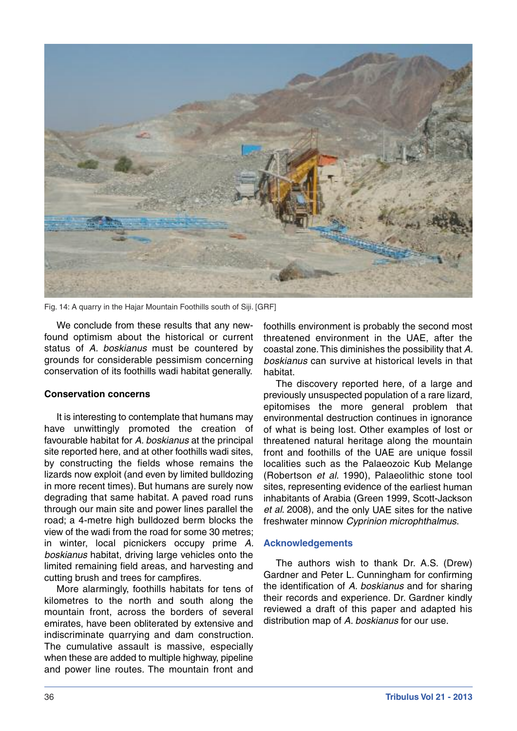Fig. 14: A quarry in the Hajar Mountain Foothills south of Siji. [GRF]

We conclude from these results that any new-found optimism about the historical or current status of *A. boskianus* must be countered by grounds for considerable pessimism concerning conservation of its foothills wadi habitat generally.

**Conservation concerns**

It is interesting to contemplate that humans may have unwittingly promoted the creation of favourable habitat for *A. boskianus* at the principal site reported here, and at other foothills wadi sites, by constructing the fields whose remains the lizards now exploit (and even by limited bulldozing in more recent times). But humans are surely now degrading that same habitat. A paved road runs through our main site and power lines parallel the road; a 4-metre high bulldozed berm blocks the view of the wadi from the road for some 30 metres; in winter, local picnickers occupy prime *A. boskianus* habitat, driving large vehicles onto the limited remaining field areas, and harvesting and cutting brush and trees for campfires.

More alarmingly, foothills habitats for tens of kilometres to the north and south along the mountain front, across the borders of several emirates, have been obliterated by extensive and indiscriminate quarrying and dam construction. The cumulative assault is massive, especially when these are added to multiple highway, pipeline and power line routes. The mountain front and foothills environment is probably the second most threatened environment in the UAE, after the coastal zone. This diminishes the possibility that *A. boskianus* can survive at historical levels in that habitat.

The discovery reported here, of a large and previously unsuspected population of a rare lizard, epitomises the more general problem that environmental destruction continues in ignorance of what is being lost. Other examples of lost or threatened natural heritage along the mountain front and foothills of the UAE are unique fossil localities such as the Palaeozoic Kub Melange (Robertson *et al.* 1990), Palaeolithic stone tool sites, representing evidence of the earliest human inhabitants of Arabia (Green 1999, Scott-Jackson *et al.* 2008), and the only UAE sites for the native freshwater minnow *Cyprinion microphthalmus*.

## Acknowledgements

The authors wish to thank Dr. A.S. (Drew) Gardner and Peter L. Cunningham for confirming the identification of *A. boskianus* and for sharing their records and experience. Dr. Gardner kindly reviewed a draft of this paper and adapted his distribution map of *A. boskianus* for our use.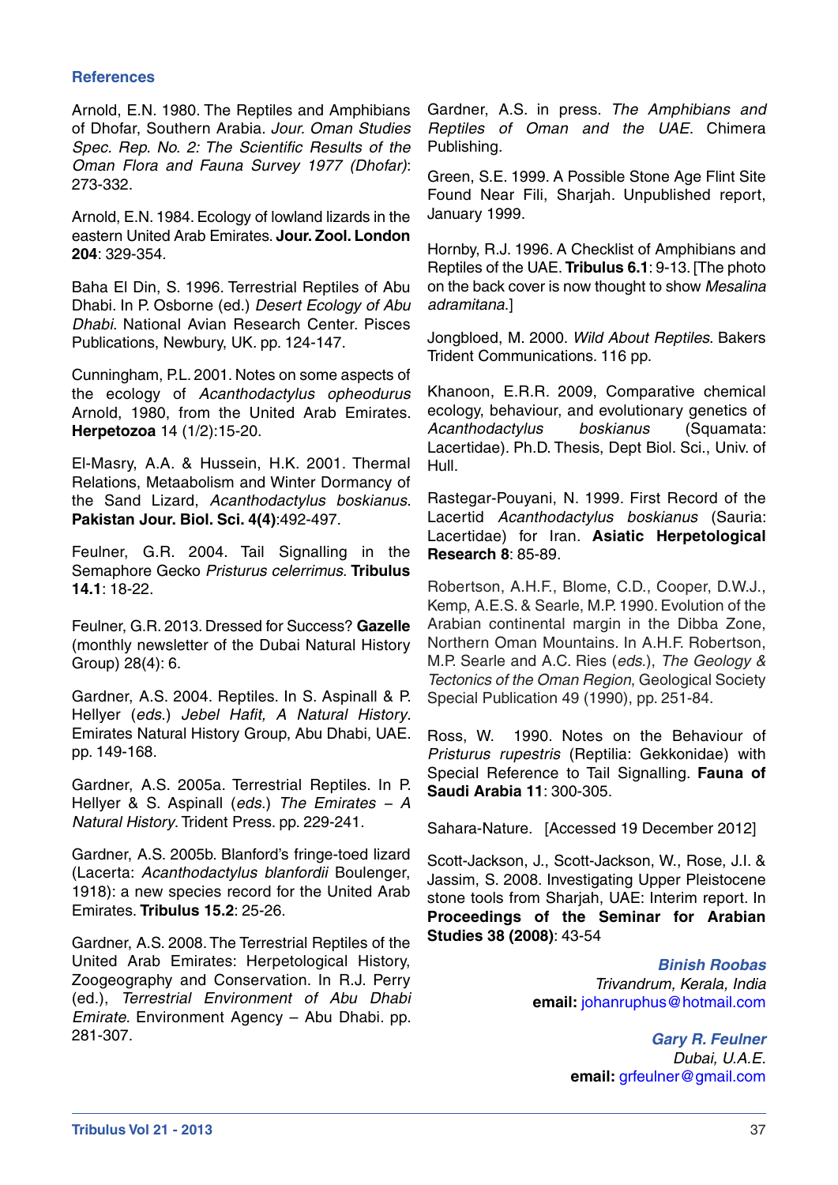### References

Arnold, E.N. 1980. The Reptiles and Amphibians of Dhofar, Southern Arabia. *Jour. Oman Studies Spec. Rep. No. 2: The Scientific Results of the Oman Flora and Fauna Survey 1977 (Dhofar)*: 273-332.

Arnold, E.N. 1984. Ecology of lowland lizards in the eastern United Arab Emirates. **Jour. Zool. London 204**: 329-354.

Baha El Din, S. 1996. Terrestrial Reptiles of Abu Dhabi. In P. Osborne (ed.) *Desert Ecology of Abu Dhabi*. National Avian Research Center. Pisces Publications, Newbury, UK. pp. 124-147.

Cunningham, P.L. 2001. Notes on some aspects of the ecology of *Acanthodactylus opheodurus* Arnold, 1980, from the United Arab Emirates. **Herpetozoa** 14 (1/2):15-20.

El-Masry, A.A. & Hussein, H.K. 2001. Thermal Relations, Metaabolism and Winter Dormancy of the Sand Lizard, *Acanthodactylus boskianus*. **Pakistan Jour. Biol. Sci. 4(4)**:492-497.

Feulner, G.R. 2004. Tail Signalling in the Semaphore Gecko *Pristurus celerrimus*. **Tribulus 14.1**: 18-22.

Feulner, G.R. 2013. Dressed for Success? **Gazelle** (monthly newsletter of the Dubai Natural History Group) 28(4): 6.

Gardner, A.S. 2004. Reptiles. In S. Aspinall & P. Hellyer (*eds.*) *Jebel Hafit, A Natural History*. Emirates Natural History Group, Abu Dhabi, UAE. pp. 149-168.

Gardner, A.S. 2005a. Terrestrial Reptiles. In P. Hellyer & S. Aspinall (*eds.*) *The Emirates – A Natural History*. Trident Press. pp. 229-241.

Gardner, A.S. 2005b. Blanford's fringe-toed lizard (Lacerta: *Acanthodactylus blanfordii* Boulenger, 1918): a new species record for the United Arab Emirates. **Tribulus 15.2**: 25-26.

Gardner, A.S. 2008. The Terrestrial Reptiles of the United Arab Emirates: Herpetological History, Zoogeography and Conservation. In R.J. Perry (ed.), *Terrestrial Environment of Abu Dhabi Emirate*. Environment Agency – Abu Dhabi. pp. 281-307.

Gardner, A.S. in press. *The Amphibians and Reptiles of Oman and the UAE*. Chimera Publishing.

Green, S.E. 1999. A Possible Stone Age Flint Site Found Near Fili, Sharjah. Unpublished report, January 1999.

Hornby, R.J. 1996. A Checklist of Amphibians and Reptiles of the UAE. **Tribulus 6.1**: 9-13. [The photo on the back cover is now thought to show *Mesalina adramitana*.]

Jongbloed, M. 2000. *Wild About Reptiles*. Bakers Trident Communications. 116 pp.

Khanoon, E.R.R. 2009, Comparative chemical ecology, behaviour, and evolutionary genetics of *Acanthodactylus boskianus* (Squamata: Lacertidae). Ph.D. Thesis, Dept Biol. Sci., Univ. of Hull.

Rastegar-Pouyani, N. 1999. First Record of the Lacertid *Acanthodactylus boskianus* (Sauria: Lacertidae) for Iran. **Asiatic Herpetological Research 8**: 85-89.

Robertson, A.H.F., Blome, C.D., Cooper, D.W.J., Kemp, A.E.S. & Searle, M.P. 1990. Evolution of the Arabian continental margin in the Dibba Zone, Northern Oman Mountains. In A.H.F. Robertson, M.P. Searle and A.C. Ries (*eds.*), *The Geology & Tectonics of the Oman Region*, Geological Society Special Publication 49 (1990), pp. 251-84.

Ross, W. 1990. Notes on the Behaviour of *Pristurus rupestris* (Reptilia: Gekkonidae) with Special Reference to Tail Signalling. **Fauna of Saudi Arabia 11**: 300-305.

Sahara-Nature. [Accessed 19 December 2012]

Scott-Jackson, J., Scott-Jackson, W., Rose, J.I. & Jassim, S. 2008. Investigating Upper Pleistocene stone tools from Sharjah, UAE: Interim report. In **Proceedings of the Seminar for Arabian Studies 38 (2008)**: 43-54

***Binish Roobas***
*Trivandrum, Kerala, India*
**email:** johanruphus@hotmail.com

***Gary R. Feulner***
*Dubai, U.A.E.*
**email:** grfeulner@gmail.com